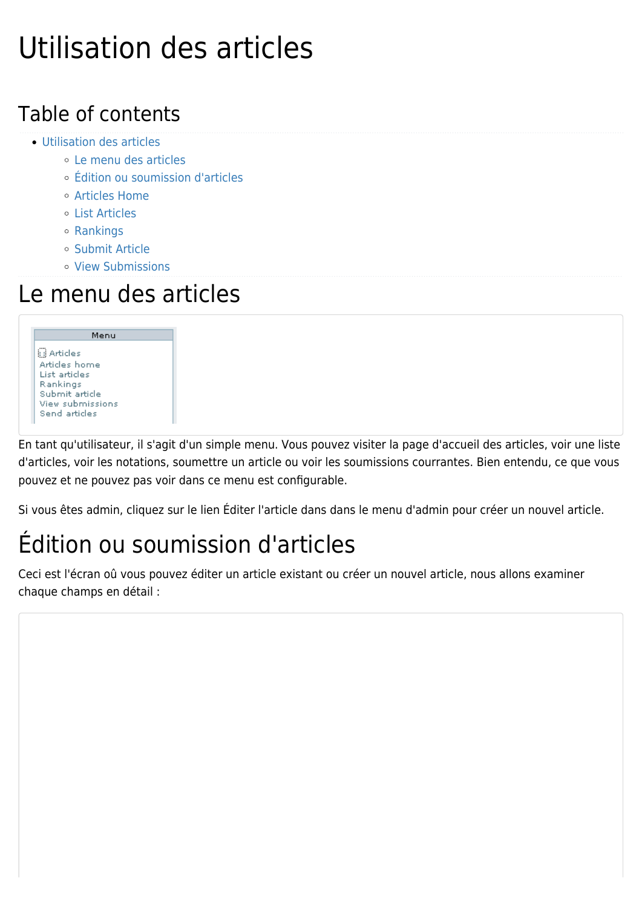# Utilisation des articles

## Table of contents

- Utilisation des articles
  - Le menu des articles
  - Édition ou soumission d'articles
  - Articles Home
  - List Articles
  - Rankings
  - Submit Article
  - View Submissions

# Le menu des articles

En tant qu'utilisateur, il s'agit d'un simple menu. Vous pouvez visiter la page d'accueil des articles, voir une liste d'articles, voir les notations, soumettre un article ou voir les soumissions courrantes. Bien entendu, ce que vous pouvez et ne pouvez pas voir dans ce menu est configurable.

Si vous êtes admin, cliquez sur le lien Éditer l'article dans dans le menu d'admin pour créer un nouvel article.

# Édition ou soumission d'articles

Ceci est l'écran oû vous pouvez éditer un article existant ou créer un nouvel article, nous allons examiner chaque champs en détail :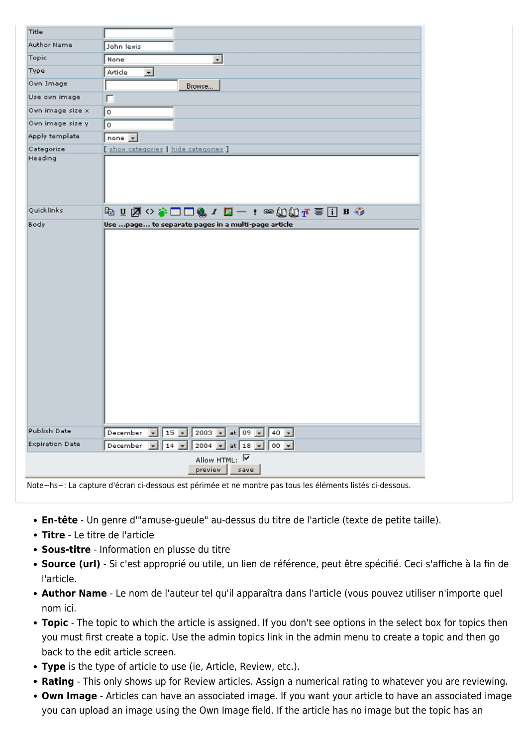Note~hs~: La capture d'écran ci-dessous est périmée et ne montre pas tous les éléments listés ci-dessous.

- **En-tête** - Un genre d'"amuse-gueule" au-dessus du titre de l'article (texte de petite taille).
- **Titre** - Le titre de l'article
- **Sous-titre** - Information en plusse du titre
- **Source (url)** - Si c'est approprié ou utile, un lien de référence, peut être spécifié. Ceci s'affiche à la fin de l'article.
- **Author Name** - Le nom de l'auteur tel qu'il apparaîtra dans l'article (vous pouvez utiliser n'importe quel nom ici.
- **Topic** - The topic to which the article is assigned. If you don't see options in the select box for topics then you must first create a topic. Use the admin topics link in the admin menu to create a topic and then go back to the edit article screen.
- **Type** is the type of article to use (ie, Article, Review, etc.).
- **Rating** - This only shows up for Review articles. Assign a numerical rating to whatever you are reviewing.
- **Own Image** - Articles can have an associated image. If you want your article to have an associated image you can upload an image using the Own Image field. If the article has no image but the topic has an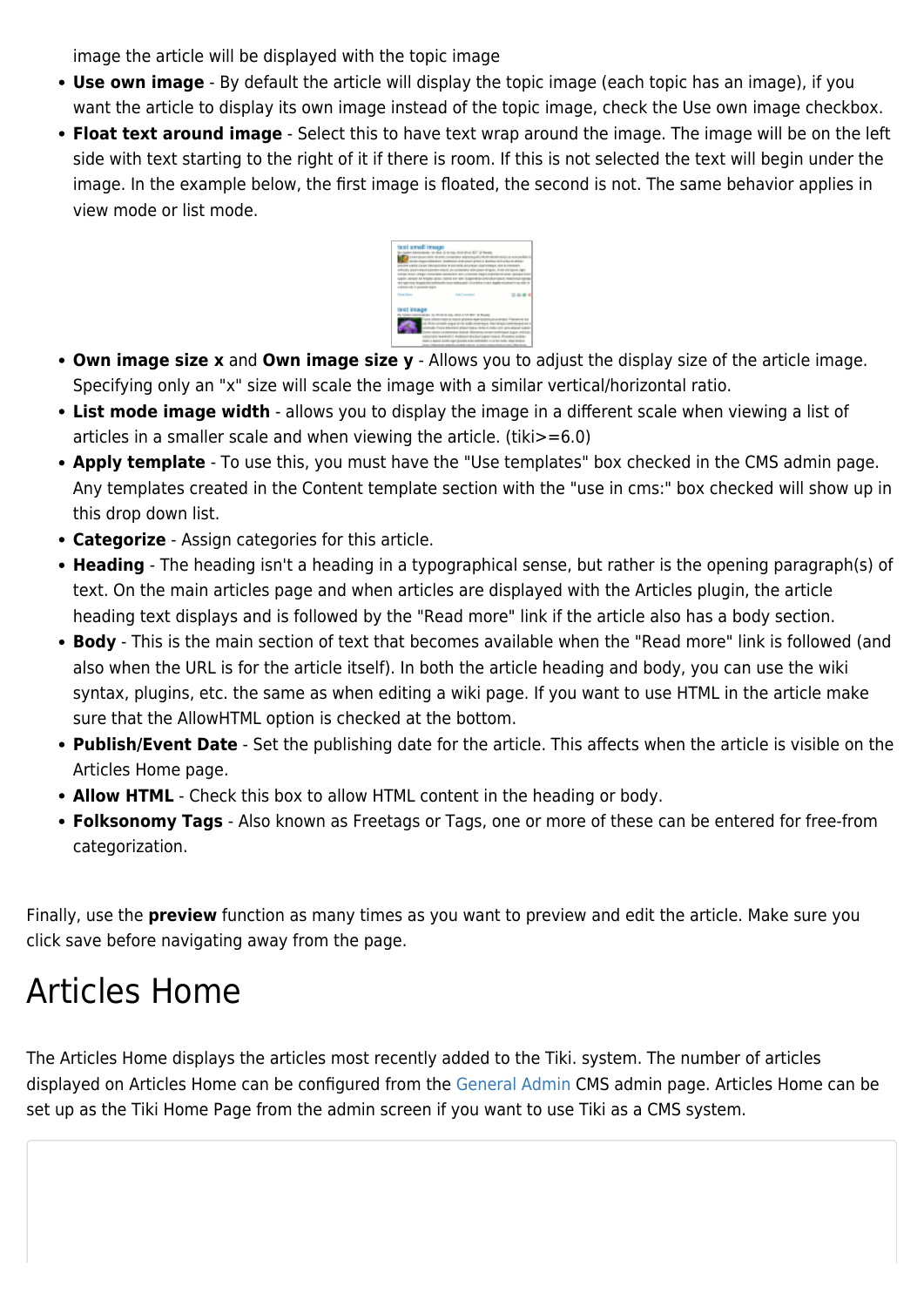image the article will be displayed with the topic image

- **Use own image** - By default the article will display the topic image (each topic has an image), if you want the article to display its own image instead of the topic image, check the Use own image checkbox.
- **Float text around image** - Select this to have text wrap around the image. The image will be on the left side with text starting to the right of it if there is room. If this is not selected the text will begin under the image. In the example below, the first image is floated, the second is not. The same behavior applies in view mode or list mode.
- **Own image size x** and **Own image size y** - Allows you to adjust the display size of the article image. Specifying only an "x" size will scale the image with a similar vertical/horizontal ratio.
- **List mode image width** - allows you to display the image in a different scale when viewing a list of articles in a smaller scale and when viewing the article. (tiki>=6.0)
- **Apply template** - To use this, you must have the "Use templates" box checked in the CMS admin page. Any templates created in the Content template section with the "use in cms:" box checked will show up in this drop down list.
- **Categorize** - Assign categories for this article.
- **Heading** - The heading isn't a heading in a typographical sense, but rather is the opening paragraph(s) of text. On the main articles page and when articles are displayed with the Articles plugin, the article heading text displays and is followed by the "Read more" link if the article also has a body section.
- **Body** - This is the main section of text that becomes available when the "Read more" link is followed (and also when the URL is for the article itself). In both the article heading and body, you can use the wiki syntax, plugins, etc. the same as when editing a wiki page. If you want to use HTML in the article make sure that the AllowHTML option is checked at the bottom.
- **Publish/Event Date** - Set the publishing date for the article. This affects when the article is visible on the Articles Home page.
- **Allow HTML** - Check this box to allow HTML content in the heading or body.
- **Folksonomy Tags** - Also known as Freetags or Tags, one or more of these can be entered for free-from categorization.

Finally, use the **preview** function as many times as you want to preview and edit the article. Make sure you click save before navigating away from the page.

# Articles Home

The Articles Home displays the articles most recently added to the Tiki. system. The number of articles displayed on Articles Home can be configured from the General Admin CMS admin page. Articles Home can be set up as the Tiki Home Page from the admin screen if you want to use Tiki as a CMS system.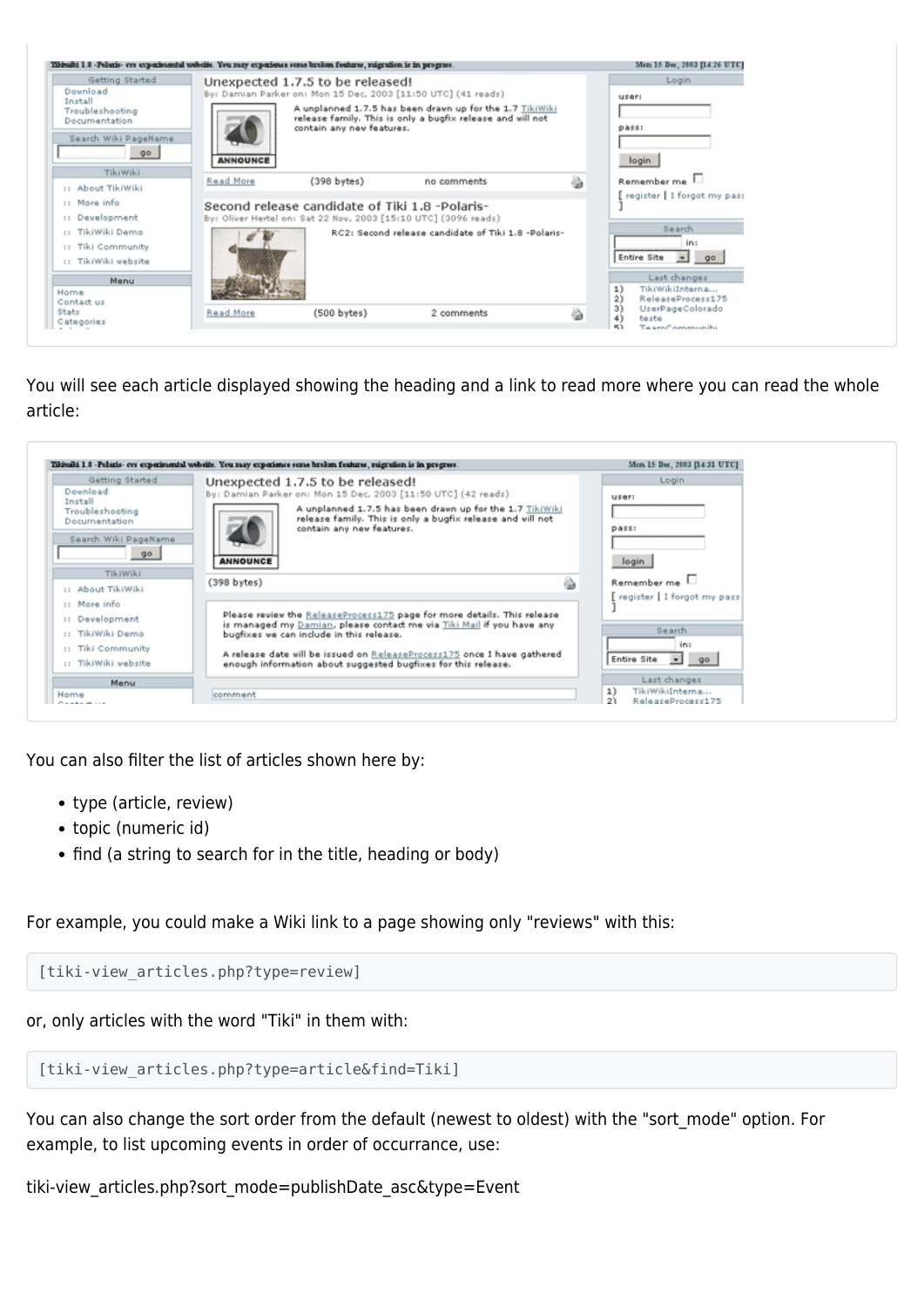You will see each article displayed showing the heading and a link to read more where you can read the whole article:

You can also filter the list of articles shown here by:

- type (article, review)
- topic (numeric id)
- find (a string to search for in the title, heading or body)

For example, you could make a Wiki link to a page showing only "reviews" with this:

```
[tiki-view_articles.php?type=review]
```

or, only articles with the word "Tiki" in them with:

```
[tiki-view_articles.php?type=article&find=Tiki]
```

You can also change the sort order from the default (newest to oldest) with the "sort_mode" option. For example, to list upcoming events in order of occurrance, use:

tiki-view_articles.php?sort_mode=publishDate_asc&type=Event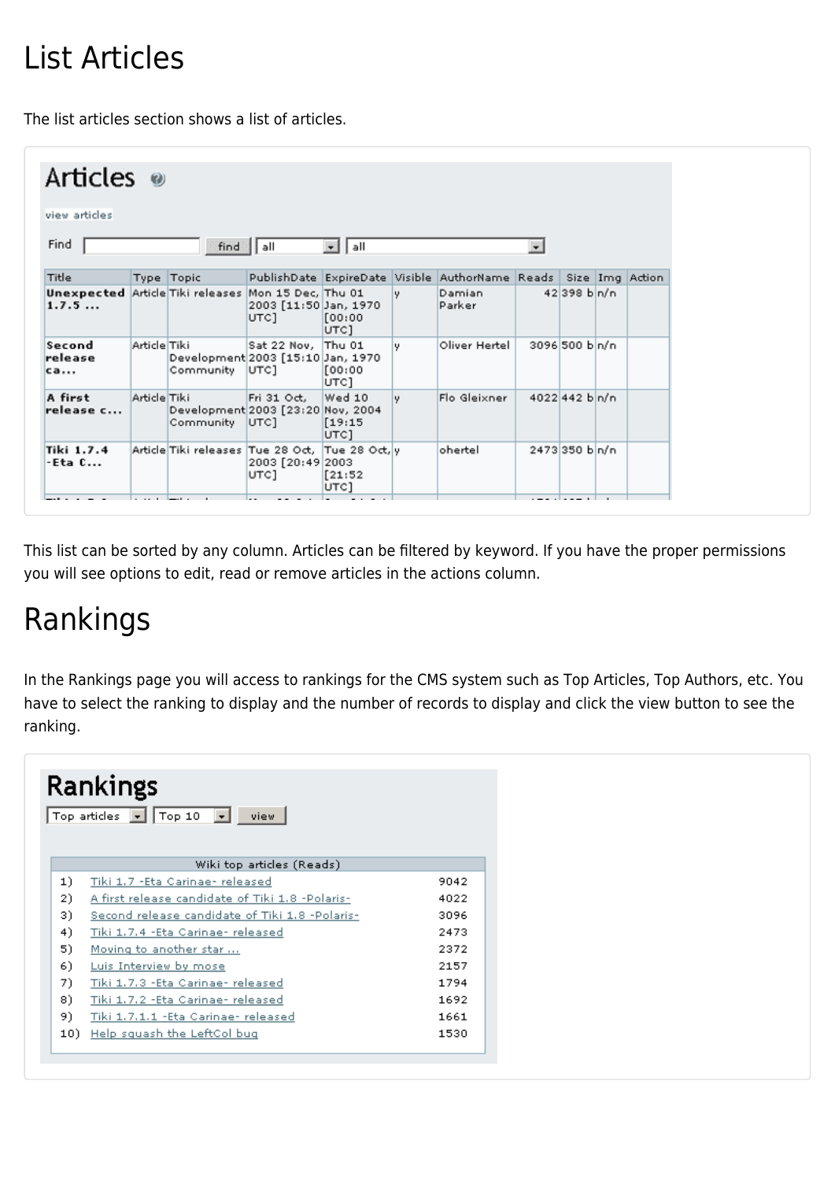# List Articles

The list articles section shows a list of articles.

Articles

view articles

Find [ ] find [all] [all]

| Title | Type | Topic | PublishDate | ExpireDate | Visible | AuthorName | Reads | Size | Img | Action |
|---|---|---|---|---|---|---|---|---|---|---|
| **Unexpected 1.7.5 ...** | Article | Tiki releases | Mon 15 Dec, 2003 [11:50 UTC] | Thu 01 Jan, 1970 [00:00 UTC] | y | Damian Parker | 42 | 398 b | n/a | |
| **Second release ca...** | Article | Tiki Development Community | Sat 22 Nov, 2003 [15:10 UTC] | Thu 01 Jan, 1970 [00:00 UTC] | y | Oliver Hertel | 3096 | 500 b | n/a | |
| **A first release c...** | Article | Tiki Development Community | Fri 31 Oct, 2003 [23:20 UTC] | Wed 10 Nov, 2004 [19:15 UTC] | y | Flo Gleixner | 4022 | 442 b | n/a | |
| **Tiki 1.7.4 -Eta C...** | Article | Tiki releases | Tue 28 Oct, 2003 [20:49 UTC] | Tue 28 Oct, 2003 [21:52 UTC] | y | ohertel | 2473 | 350 b | n/a | |

This list can be sorted by any column. Articles can be filtered by keyword. If you have the proper permissions you will see options to edit, read or remove articles in the actions column.

# Rankings

In the Rankings page you will access to rankings for the CMS system such as Top Articles, Top Authors, etc. You have to select the ranking to display and the number of records to display and click the view button to see the ranking.

Rankings

[Top articles] [Top 10] view

| | Wiki top articles (Reads) | |
|---|---|---|
| 1) | Tiki 1.7 -Eta Carinae- released | 9042 |
| 2) | A first release candidate of Tiki 1.8 -Polaris- | 4022 |
| 3) | Second release candidate of Tiki 1.8 -Polaris- | 3096 |
| 4) | Tiki 1.7.4 -Eta Carinae- released | 2473 |
| 5) | Moving to another star ... | 2372 |
| 6) | Luis Interview by mose | 2157 |
| 7) | Tiki 1.7.3 -Eta Carinae- released | 1794 |
| 8) | Tiki 1.7.2 -Eta Carinae- released | 1692 |
| 9) | Tiki 1.7.1.1 -Eta Carinae- released | 1661 |
| 10) | Help squash the LeftCol bug | 1530 |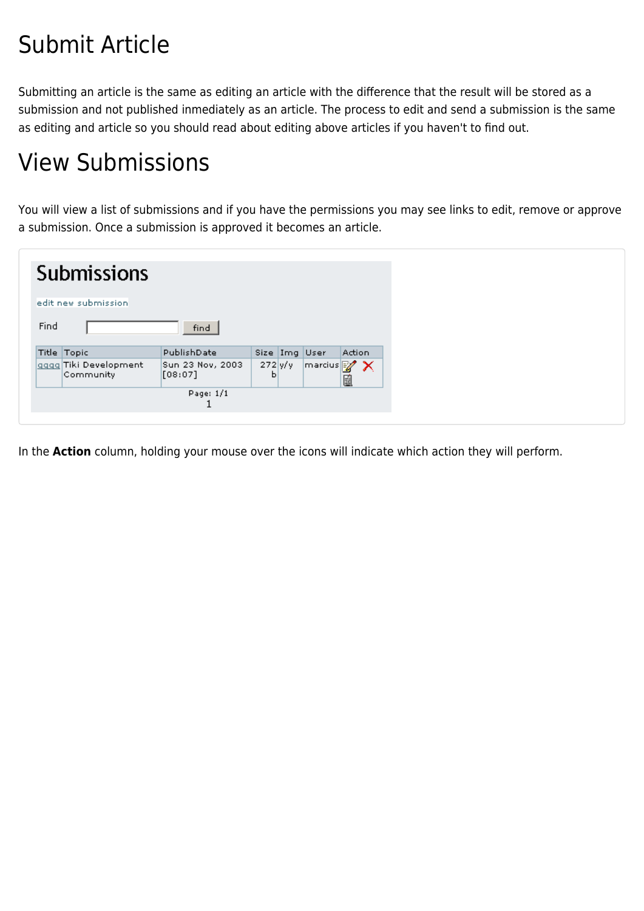# Submit Article

Submitting an article is the same as editing an article with the difference that the result will be stored as a submission and not published inmediately as an article. The process to edit and send a submission is the same as editing and article so you should read about editing above articles if you haven't to find out.

# View Submissions

You will view a list of submissions and if you have the permissions you may see links to edit, remove or approve a submission. Once a submission is approved it becomes an article.

## Submissions

edit new submission

Find [ ] find

| Title | Topic | PublishDate | Size | Img | User | Action |
|---|---|---|---|---|---|---|
| gggg | Tiki Development Community | Sun 23 Nov, 2003 [08:07] | 272 b | y/y | marcius | |

Page: 1/1
1

In the **Action** column, holding your mouse over the icons will indicate which action they will perform.